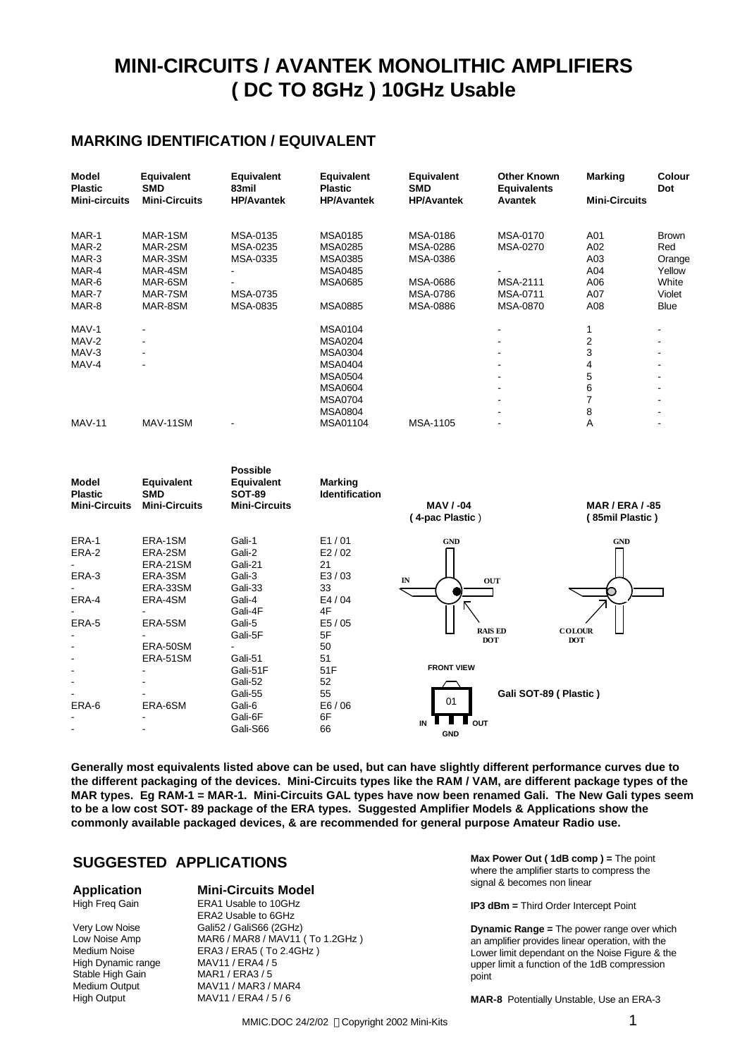# MINI-CIRCUITS / AVANTEK MONOLITHIC AMPLIFIERS
# ( DC TO 8GHz ) 10GHz Usable

## MARKING IDENTIFICATION / EQUIVALENT

| Model Plastic Mini-circuits | Equivalent SMD Mini-Circuits | Equivalent 83mil HP/Avantek | Equivalent Plastic HP/Avantek | Equivalent SMD HP/Avantek | Other Known Equivalents Avantek | Marking Mini-Circuits | Colour Dot |
|---|---|---|---|---|---|---|---|
| MAR-1 | MAR-1SM | MSA-0135 | MSA0185 | MSA-0186 | MSA-0170 | A01 | Brown |
| MAR-2 | MAR-2SM | MSA-0235 | MSA0285 | MSA-0286 | MSA-0270 | A02 | Red |
| MAR-3 | MAR-3SM | MSA-0335 | MSA0385 | MSA-0386 | | A03 | Orange |
| MAR-4 | MAR-4SM | - | MSA0485 | | - | A04 | Yellow |
| MAR-6 | MAR-6SM | - | MSA0685 | MSA-0686 | MSA-2111 | A06 | White |
| MAR-7 | MAR-7SM | MSA-0735 | | MSA-0786 | MSA-0711 | A07 | Violet |
| MAR-8 | MAR-8SM | MSA-0835 | MSA0885 | MSA-0886 | MSA-0870 | A08 | Blue |
| MAV-1 | - | | MSA0104 | | - | 1 | - |
| MAV-2 | - | | MSA0204 | | - | 2 | - |
| MAV-3 | - | | MSA0304 | | - | 3 | - |
| MAV-4 | - | | MSA0404 | | - | 4 | - |
| | | | MSA0504 | | - | 5 | - |
| | | | MSA0604 | | - | 6 | - |
| | | | MSA0704 | | - | 7 | - |
| | | | MSA0804 | | - | 8 | - |
| MAV-11 | MAV-11SM | - | MSA01104 | MSA-1105 | - | A | - |

| Model Plastic Mini-Circuits | Equivalent SMD Mini-Circuits | Possible Equivalent SOT-89 Mini-Circuits | Marking Identification |
|---|---|---|---|
| ERA-1 | ERA-1SM | Gali-1 | E1 / 01 |
| ERA-2 | ERA-2SM | Gali-2 | E2 / 02 |
| - | ERA-21SM | Gali-21 | 21 |
| ERA-3 | ERA-3SM | Gali-3 | E3 / 03 |
| - | ERA-33SM | Gali-33 | 33 |
| ERA-4 | ERA-4SM | Gali-4 | E4 / 04 |
| - | - | Gali-4F | 4F |
| ERA-5 | ERA-5SM | Gali-5 | E5 / 05 |
| - | - | Gali-5F | 5F |
| - | ERA-50SM | - | 50 |
| - | ERA-51SM | Gali-51 | 51 |
| - | - | Gali-51F | 51F |
| - | - | Gali-52 | 52 |
| - | - | Gali-55 | 55 |
| ERA-6 | ERA-6SM | Gali-6 | E6 / 06 |
| - | - | Gali-6F | 6F |
| - | - | Gali-S66 | 66 |

**MAV / -04 ( 4-pac Plastic )** — GND, IN, OUT, RAISED DOT

**MAR / ERA / -85 ( 85mil Plastic )** — GND, COLOUR DOT

FRONT VIEW — 01 — IN, GND, OUT

**Gali SOT-89 ( Plastic )**

**Generally most equivalents listed above can be used, but can have slightly different performance curves due to the different packaging of the devices. Mini-Circuits types like the RAM / VAM, are different package types of the MAR types. Eg RAM-1 = MAR-1. Mini-Circuits GAL types have now been renamed Gali. The New Gali types seem to be a low cost SOT- 89 package of the ERA types. Suggested Amplifier Models & Applications show the commonly available packaged devices, & are recommended for general purpose Amateur Radio use.**

## SUGGESTED APPLICATIONS

| Application | Mini-Circuits Model |
|---|---|
| High Freq Gain | ERA1 Usable to 10GHz<br>ERA2 Usable to 6GHz |
| Very Low Noise | Gali52 / GaliS66 (2GHz) |
| Low Noise Amp | MAR6 / MAR8 / MAV11 ( To 1.2GHz ) |
| Medium Noise | ERA3 / ERA5 ( To 2.4GHz ) |
| High Dynamic range | MAV11 / ERA4 / 5 |
| Stable High Gain | MAR1 / ERA3 / 5 |
| Medium Output | MAV11 / MAR3 / MAR4 |
| High Output | MAV11 / ERA4 / 5 / 6 |

**Max Power Out ( 1dB comp ) =** The point where the amplifier starts to compress the signal & becomes non linear

**IP3 dBm =** Third Order Intercept Point

**Dynamic Range =** The power range over which an amplifier provides linear operation, with the Lower limit dependant on the Noise Figure & the upper limit a function of the 1dB compression point

**MAR-8** Potentially Unstable, Use an ERA-3

MMIC.DOC 24/2/02 Copyright 2002 Mini-Kits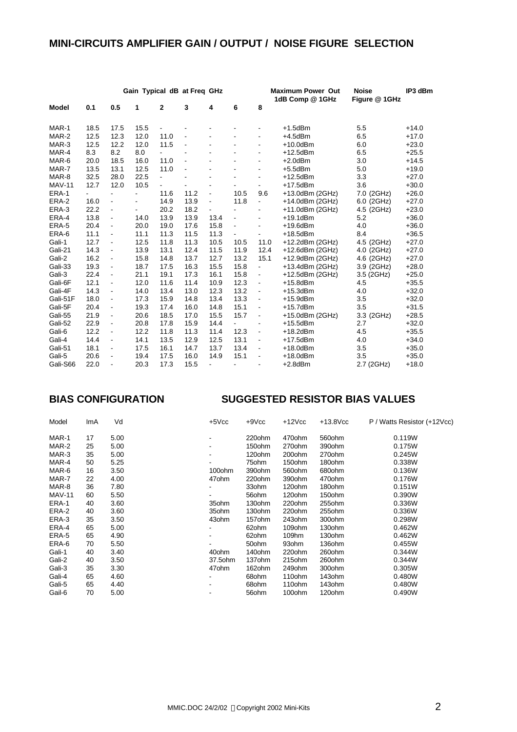## MINI-CIRCUITS AMPLIFIER GAIN / OUTPUT / NOISE FIGURE SELECTION

| | Gain Typical dB at Freq GHz | | | | | | | | Maximum Power Out 1dB Comp @ 1GHz | Noise Figure @ 1GHz | IP3 dBm |
|---|---|---|---|---|---|---|---|---|---|---|---|
| Model | 0.1 | 0.5 | 1 | 2 | 3 | 4 | 6 | 8 | | | |
| MAR-1 | 18.5 | 17.5 | 15.5 | - | - | - | - | - | +1.5dBm | 5.5 | +14.0 |
| MAR-2 | 12.5 | 12.3 | 12.0 | 11.0 | - | - | - | - | +4.5dBm | 6.5 | +17.0 |
| MAR-3 | 12.5 | 12.2 | 12.0 | 11.5 | - | - | - | - | +10.0dBm | 6.0 | +23.0 |
| MAR-4 | 8.3 | 8.2 | 8.0 | - | - | - | - | - | +12.5dBm | 6.5 | +25.5 |
| MAR-6 | 20.0 | 18.5 | 16.0 | 11.0 | - | - | - | - | +2.0dBm | 3.0 | +14.5 |
| MAR-7 | 13.5 | 13.1 | 12.5 | 11.0 | - | - | - | - | +5.5dBm | 5.0 | +19.0 |
| MAR-8 | 32.5 | 28.0 | 22.5 | - | - | - | - | - | +12.5dBm | 3.3 | +27.0 |
| MAV-11 | 12.7 | 12.0 | 10.5 | - | - | - | - | - | +17.5dBm | 3.6 | +30.0 |
| ERA-1 | - | - | - | 11.6 | 11.2 | - | 10.5 | 9.6 | +13.0dBm (2GHz) | 7.0 (2GHz) | +26.0 |
| ERA-2 | 16.0 | - | - | 14.9 | 13.9 | - | 11.8 | - | +14.0dBm (2GHz) | 6.0 (2GHz) | +27.0 |
| ERA-3 | 22.2 | - | - | 20.2 | 18.2 | - | - | - | +11.0dBm (2GHz) | 4.5 (2GHz) | +23.0 |
| ERA-4 | 13.8 | - | 14.0 | 13.9 | 13.9 | 13.4 | - | - | +19.1dBm | 5.2 | +36.0 |
| ERA-5 | 20.4 | - | 20.0 | 19.0 | 17.6 | 15.8 | - | - | +19.6dBm | 4.0 | +36.0 |
| ERA-6 | 11.1 | - | 11.1 | 11.3 | 11.5 | 11.3 | - | - | +18.5dBm | 8.4 | +36.5 |
| Gali-1 | 12.7 | - | 12.5 | 11.8 | 11.3 | 10.5 | 10.5 | 11.0 | +12.2dBm (2GHz) | 4.5 (2GHz) | +27.0 |
| Gali-21 | 14.3 | - | 13.9 | 13.1 | 12.4 | 11.5 | 11.9 | 12.4 | +12.6dBm (2GHz) | 4.0 (2GHz) | +27.0 |
| Gali-2 | 16.2 | - | 15.8 | 14.8 | 13.7 | 12.7 | 13.2 | 15.1 | +12.9dBm (2GHz) | 4.6 (2GHz) | +27.0 |
| Gali-33 | 19.3 | - | 18.7 | 17.5 | 16.3 | 15.5 | 15.8 | - | +13.4dBm (2GHz) | 3.9 (2GHz) | +28.0 |
| Gali-3 | 22.4 | - | 21.1 | 19.1 | 17.3 | 16.1 | 15.8 | - | +12.5dBm (2GHz) | 3.5 (2GHz) | +25.0 |
| Gali-6F | 12.1 | - | 12.0 | 11.6 | 11.4 | 10.9 | 12.3 | - | +15.8dBm | 4.5 | +35.5 |
| Gali-4F | 14.3 | - | 14.0 | 13.4 | 13.0 | 12.3 | 13.2 | - | +15.3dBm | 4.0 | +32.0 |
| Gali-51F | 18.0 | - | 17.3 | 15.9 | 14.8 | 13.4 | 13.3 | - | +15.9dBm | 3.5 | +32.0 |
| Gali-5F | 20.4 | - | 19.3 | 17.4 | 16.0 | 14.8 | 15.1 | - | +15.7dBm | 3.5 | +31.5 |
| Gali-55 | 21.9 | - | 20.6 | 18.5 | 17.0 | 15.5 | 15.7 | - | +15.0dBm (2GHz) | 3.3 (2GHz) | +28.5 |
| Gali-52 | 22.9 | - | 20.8 | 17.8 | 15.9 | 14.4 | - | - | +15.5dBm | 2.7 | +32.0 |
| Gali-6 | 12.2 | - | 12.2 | 11.8 | 11.3 | 11.4 | 12.3 | - | +18.2dBm | 4.5 | +35.5 |
| Gali-4 | 14.4 | - | 14.1 | 13.5 | 12.9 | 12.5 | 13.1 | - | +17.5dBm | 4.0 | +34.0 |
| Gali-51 | 18.1 | - | 17.5 | 16.1 | 14.7 | 13.7 | 13.4 | - | +18.0dBm | 3.5 | +35.0 |
| Gali-5 | 20.6 | - | 19.4 | 17.5 | 16.0 | 14.9 | 15.1 | - | +18.0dBm | 3.5 | +35.0 |
| Gali-S66 | 22.0 | - | 20.3 | 17.3 | 15.5 | - | - | - | +2.8dBm | 2.7 (2GHz) | +18.0 |

## BIAS CONFIGURATION

## SUGGESTED RESISTOR BIAS VALUES

| Model | ImA | Vd | +5Vcc | +9Vcc | +12Vcc | +13.8Vcc | P / Watts Resistor (+12Vcc) |
|---|---|---|---|---|---|---|---|
| MAR-1 | 17 | 5.00 | - | 220ohm | 470ohm | 560ohm | 0.119W |
| MAR-2 | 25 | 5.00 | - | 150ohm | 270ohm | 390ohm | 0.175W |
| MAR-3 | 35 | 5.00 | - | 120ohm | 200ohm | 270ohm | 0.245W |
| MAR-4 | 50 | 5.25 | - | 75ohm | 150ohm | 180ohm | 0.338W |
| MAR-6 | 16 | 3.50 | 100ohm | 390ohm | 560ohm | 680ohm | 0.136W |
| MAR-7 | 22 | 4.00 | 47ohm | 220ohm | 390ohm | 470ohm | 0.176W |
| MAR-8 | 36 | 7.80 | - | 33ohm | 120ohm | 180ohm | 0.151W |
| MAV-11 | 60 | 5.50 | - | 56ohm | 120ohm | 150ohm | 0.390W |
| ERA-1 | 40 | 3.60 | 35ohm | 130ohm | 220ohm | 255ohm | 0.336W |
| ERA-2 | 40 | 3.60 | 35ohm | 130ohm | 220ohm | 255ohm | 0.336W |
| ERA-3 | 35 | 3.50 | 43ohm | 157ohm | 243ohm | 300ohm | 0.298W |
| ERA-4 | 65 | 5.00 | - | 62ohm | 109ohm | 130ohm | 0.462W |
| ERA-5 | 65 | 4.90 | - | 62ohm | 109hm | 130ohm | 0.462W |
| ERA-6 | 70 | 5.50 | - | 50ohm | 93ohm | 136ohm | 0.455W |
| Gali-1 | 40 | 3.40 | 40ohm | 140ohm | 220ohm | 260ohm | 0.344W |
| Gali-2 | 40 | 3.50 | 37.5ohm | 137ohm | 215ohm | 260ohm | 0.344W |
| Gali-3 | 35 | 3.30 | 47ohm | 162ohm | 249ohm | 300ohm | 0.305W |
| Gali-4 | 65 | 4.60 | - | 68ohm | 110ohm | 143ohm | 0.480W |
| Gali-5 | 65 | 4.40 | - | 68ohm | 110ohm | 143ohm | 0.480W |
| Gail-6 | 70 | 5.00 | - | 56ohm | 100ohm | 120ohm | 0.490W |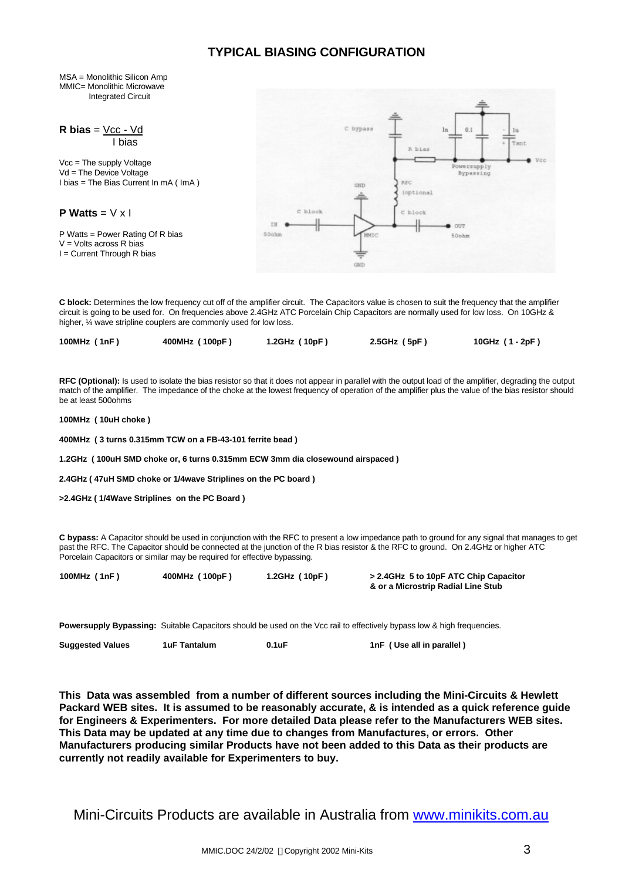# TYPICAL BIASING CONFIGURATION

MSA = Monolithic Silicon Amp
MMIC= Monolithic Microwave Integrated Circuit

**R bias** = $\frac{Vcc - Vd}{I\ bias}$

Vcc = The supply Voltage
Vd = The Device Voltage
I bias = The Bias Current In mA ( ImA )

**P Watts** = V x I

P Watts = Power Rating Of R bias
V = Volts across R bias
I = Current Through R bias

C bypass
1n
0.1
1u
Tant
R bias
Vcc
Powersupply Bypassing
GND
RFC (optional)
C block
C block
IN 50ohm
MMIC
OUT 50ohm
GND

**C block:** Determines the low frequency cut off of the amplifier circuit. The Capacitors value is chosen to suit the frequency that the amplifier circuit is going to be used for. On frequencies above 2.4GHz ATC Porcelain Chip Capacitors are normally used for low loss. On 10GHz & higher, ¼ wave stripline couplers are commonly used for low loss.

| | | | | |
|---|---|---|---|---|
| **100MHz ( 1nF )** | **400MHz ( 100pF )** | **1.2GHz ( 10pF )** | **2.5GHz ( 5pF )** | **10GHz ( 1 - 2pF )** |

**RFC (Optional):** Is used to isolate the bias resistor so that it does not appear in parallel with the output load of the amplifier, degrading the output match of the amplifier. The impedance of the choke at the lowest frequency of operation of the amplifier plus the value of the bias resistor should be at least 500ohms

**100MHz ( 10uH choke )**

**400MHz ( 3 turns 0.315mm TCW on a FB-43-101 ferrite bead )**

**1.2GHz ( 100uH SMD choke or, 6 turns 0.315mm ECW 3mm dia closewound airspaced )**

**2.4GHz ( 47uH SMD choke or 1/4wave Striplines on the PC board )**

**>2.4GHz ( 1/4Wave Striplines on the PC Board )**

**C bypass:** A Capacitor should be used in conjunction with the RFC to present a low impedance path to ground for any signal that manages to get past the RFC. The Capacitor should be connected at the junction of the R bias resistor & the RFC to ground. On 2.4GHz or higher ATC Porcelain Capacitors or similar may be required for effective bypassing.

| | | | |
|---|---|---|---|
| **100MHz ( 1nF )** | **400MHz ( 100pF )** | **1.2GHz ( 10pF )** | **> 2.4GHz 5 to 10pF ATC Chip Capacitor & or a Microstrip Radial Line Stub** |

**Powersupply Bypassing:** Suitable Capacitors should be used on the Vcc rail to effectively bypass low & high frequencies.

| | | | |
|---|---|---|---|
| **Suggested Values** | **1uF Tantalum** | **0.1uF** | **1nF ( Use all in parallel )** |

**This Data was assembled from a number of different sources including the Mini-Circuits & Hewlett Packard WEB sites. It is assumed to be reasonably accurate, & is intended as a quick reference guide for Engineers & Experimenters. For more detailed Data please refer to the Manufacturers WEB sites. This Data may be updated at any time due to changes from Manufactures, or errors. Other Manufacturers producing similar Products have not been added to this Data as their products are currently not readily available for Experimenters to buy.**

Mini-Circuits Products are available in Australia from [www.minikits.com.au](www.minikits.com.au)